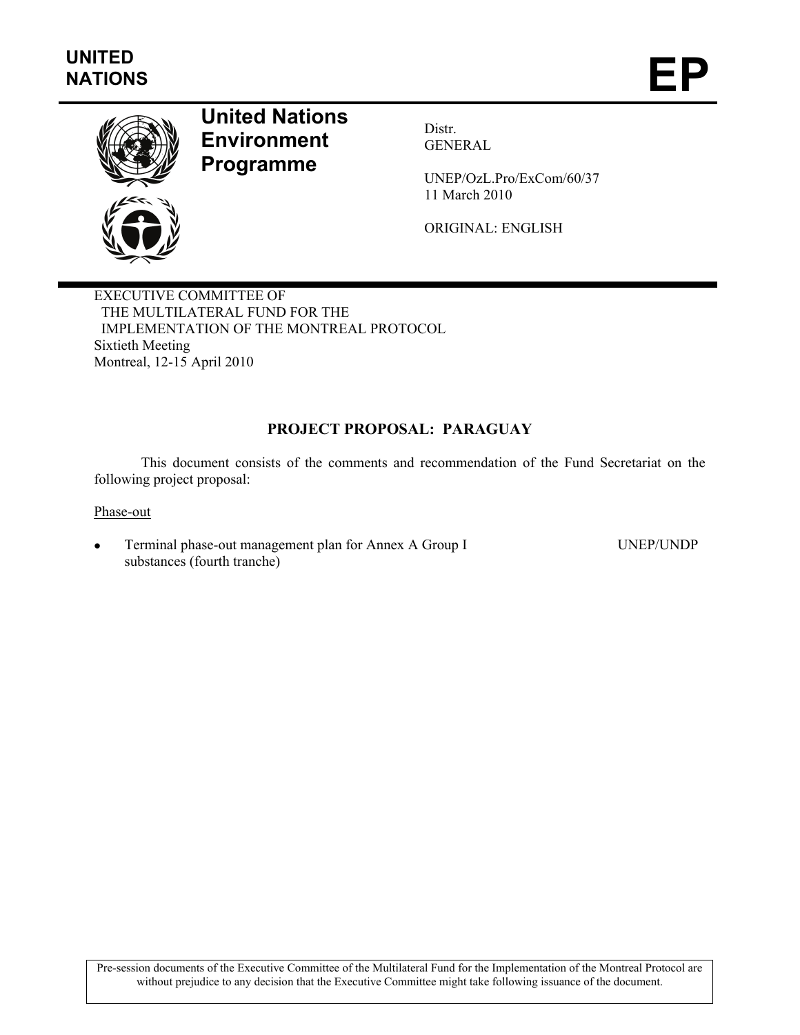UNITED NATIONS

# EP

**United Nations Environment Programme**

Distr.
GENERAL

UNEP/OzL.Pro/ExCom/60/37
11 March 2010

ORIGINAL: ENGLISH

EXECUTIVE COMMITTEE OF
THE MULTILATERAL FUND FOR THE
IMPLEMENTATION OF THE MONTREAL PROTOCOL
Sixtieth Meeting
Montreal, 12-15 April 2010

## PROJECT PROPOSAL: PARAGUAY

This document consists of the comments and recommendation of the Fund Secretariat on the following project proposal:

Phase-out

- Terminal phase-out management plan for Annex A Group I substances (fourth tranche) UNEP/UNDP

Pre-session documents of the Executive Committee of the Multilateral Fund for the Implementation of the Montreal Protocol are without prejudice to any decision that the Executive Committee might take following issuance of the document.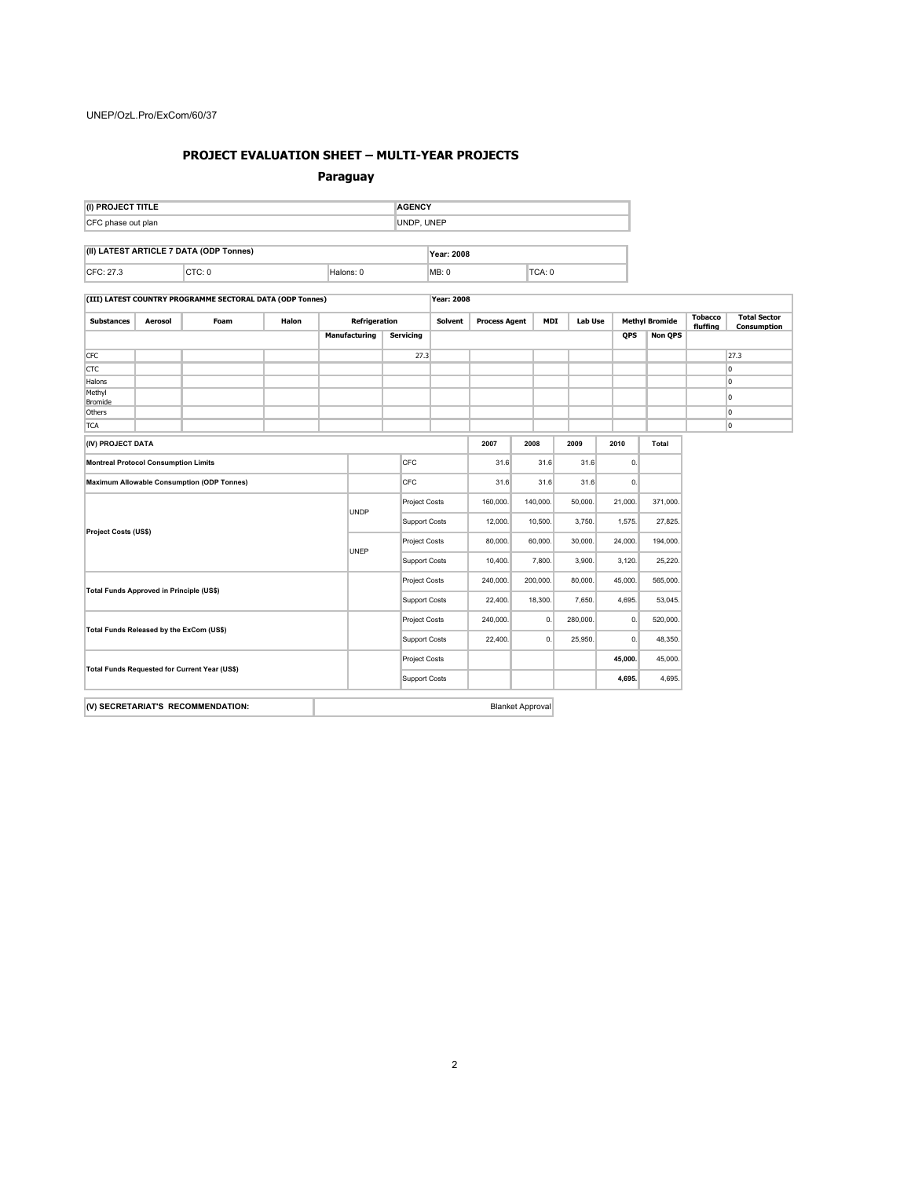## PROJECT EVALUATION SHEET – MULTI-YEAR PROJECTS

### Paraguay

| (I) PROJECT TITLE | AGENCY |
|---|---|
| CFC phase out plan | UNDP, UNEP |

| (II) LATEST ARTICLE 7 DATA (ODP Tonnes) | | | Year: 2008 | |
|---|---|---|---|---|
| CFC: 27.3 | CTC: 0 | Halons: 0 | MB: 0 | TCA: 0 |

| (III) LATEST COUNTRY PROGRAMME SECTORAL DATA (ODP Tonnes) | | | | | | Year: 2008 | | | | | | | |
|---|---|---|---|---|---|---|---|---|---|---|---|---|---|
| Substances | Aerosol | Foam | Halon | Refrigeration | | Solvent | Process Agent | MDI | Lab Use | Methyl Bromide | | Tobacco fluffing | Total Sector Consumption |
| | | | | Manufacturing | Servicing | | | | | QPS | Non QPS | | |
| CFC | | | | | 27.3 | | | | | | | | 27.3 |
| CTC | | | | | | | | | | | | | 0 |
| Halons | | | | | | | | | | | | | 0 |
| Methyl Bromide | | | | | | | | | | | | | 0 |
| Others | | | | | | | | | | | | | 0 |
| TCA | | | | | | | | | | | | | 0 |

| (IV) PROJECT DATA | | | 2007 | 2008 | 2009 | 2010 | Total |
|---|---|---|---|---|---|---|---|
| Montreal Protocol Consumption Limits | | CFC | 31.6 | 31.6 | 31.6 | 0. | |
| Maximum Allowable Consumption (ODP Tonnes) | | CFC | 31.6 | 31.6 | 31.6 | 0. | |
| Project Costs (US$) | UNDP | Project Costs | 160,000. | 140,000. | 50,000. | 21,000. | 371,000. |
| | | Support Costs | 12,000. | 10,500. | 3,750. | 1,575. | 27,825. |
| | UNEP | Project Costs | 80,000. | 60,000. | 30,000. | 24,000. | 194,000. |
| | | Support Costs | 10,400. | 7,800. | 3,900. | 3,120. | 25,220. |
| Total Funds Approved in Principle (US$) | | Project Costs | 240,000. | 200,000. | 80,000. | 45,000. | 565,000. |
| | | Support Costs | 22,400. | 18,300. | 7,650. | 4,695. | 53,045. |
| Total Funds Released by the ExCom (US$) | | Project Costs | 240,000. | 0. | 280,000. | 0. | 520,000. |
| | | Support Costs | 22,400. | 0. | 25,950. | 0. | 48,350. |
| Total Funds Requested for Current Year (US$) | | Project Costs | | | | **45,000.** | 45,000. |
| | | Support Costs | | | | **4,695.** | 4,695. |

| (V) SECRETARIAT'S RECOMMENDATION: | Blanket Approval |
|---|---|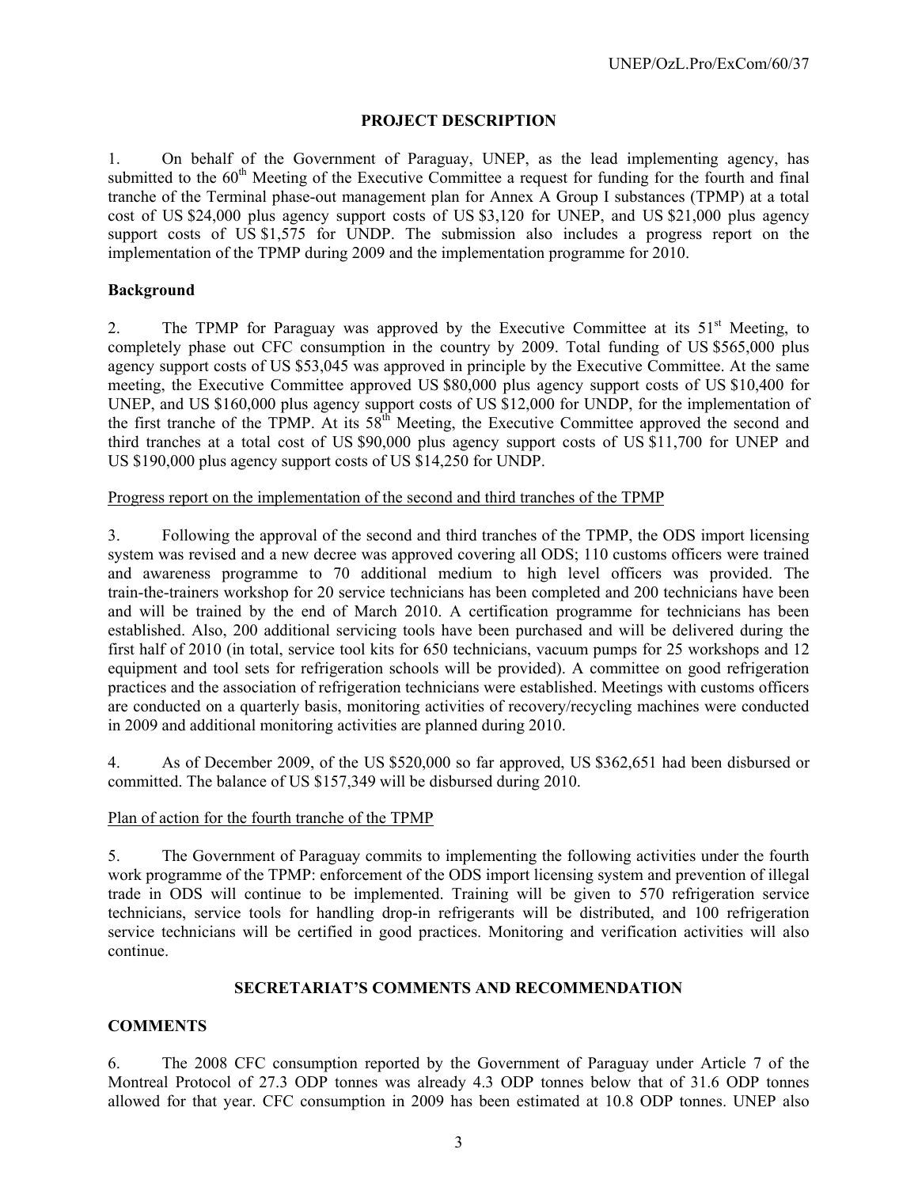## PROJECT DESCRIPTION

1. On behalf of the Government of Paraguay, UNEP, as the lead implementing agency, has submitted to the 60th Meeting of the Executive Committee a request for funding for the fourth and final tranche of the Terminal phase-out management plan for Annex A Group I substances (TPMP) at a total cost of US $24,000 plus agency support costs of US $3,120 for UNEP, and US $21,000 plus agency support costs of US $1,575 for UNDP. The submission also includes a progress report on the implementation of the TPMP during 2009 and the implementation programme for 2010.

### Background

2. The TPMP for Paraguay was approved by the Executive Committee at its 51st Meeting, to completely phase out CFC consumption in the country by 2009. Total funding of US $565,000 plus agency support costs of US $53,045 was approved in principle by the Executive Committee. At the same meeting, the Executive Committee approved US $80,000 plus agency support costs of US $10,400 for UNEP, and US $160,000 plus agency support costs of US $12,000 for UNDP, for the implementation of the first tranche of the TPMP. At its 58th Meeting, the Executive Committee approved the second and third tranches at a total cost of US $90,000 plus agency support costs of US $11,700 for UNEP and US $190,000 plus agency support costs of US $14,250 for UNDP.

Progress report on the implementation of the second and third tranches of the TPMP

3. Following the approval of the second and third tranches of the TPMP, the ODS import licensing system was revised and a new decree was approved covering all ODS; 110 customs officers were trained and awareness programme to 70 additional medium to high level officers was provided. The train-the-trainers workshop for 20 service technicians has been completed and 200 technicians have been and will be trained by the end of March 2010. A certification programme for technicians has been established. Also, 200 additional servicing tools have been purchased and will be delivered during the first half of 2010 (in total, service tool kits for 650 technicians, vacuum pumps for 25 workshops and 12 equipment and tool sets for refrigeration schools will be provided). A committee on good refrigeration practices and the association of refrigeration technicians were established. Meetings with customs officers are conducted on a quarterly basis, monitoring activities of recovery/recycling machines were conducted in 2009 and additional monitoring activities are planned during 2010.

4. As of December 2009, of the US $520,000 so far approved, US $362,651 had been disbursed or committed. The balance of US $157,349 will be disbursed during 2010.

Plan of action for the fourth tranche of the TPMP

5. The Government of Paraguay commits to implementing the following activities under the fourth work programme of the TPMP: enforcement of the ODS import licensing system and prevention of illegal trade in ODS will continue to be implemented. Training will be given to 570 refrigeration service technicians, service tools for handling drop-in refrigerants will be distributed, and 100 refrigeration service technicians will be certified in good practices. Monitoring and verification activities will also continue.

## SECRETARIAT'S COMMENTS AND RECOMMENDATION

### COMMENTS

6. The 2008 CFC consumption reported by the Government of Paraguay under Article 7 of the Montreal Protocol of 27.3 ODP tonnes was already 4.3 ODP tonnes below that of 31.6 ODP tonnes allowed for that year. CFC consumption in 2009 has been estimated at 10.8 ODP tonnes. UNEP also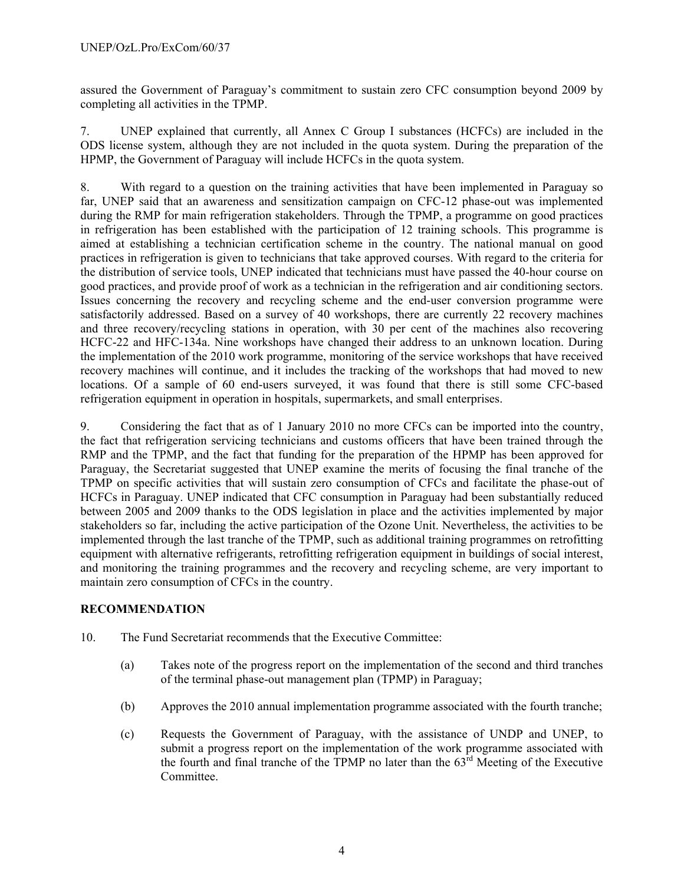assured the Government of Paraguay's commitment to sustain zero CFC consumption beyond 2009 by completing all activities in the TPMP.

7. UNEP explained that currently, all Annex C Group I substances (HCFCs) are included in the ODS license system, although they are not included in the quota system. During the preparation of the HPMP, the Government of Paraguay will include HCFCs in the quota system.

8. With regard to a question on the training activities that have been implemented in Paraguay so far, UNEP said that an awareness and sensitization campaign on CFC-12 phase-out was implemented during the RMP for main refrigeration stakeholders. Through the TPMP, a programme on good practices in refrigeration has been established with the participation of 12 training schools. This programme is aimed at establishing a technician certification scheme in the country. The national manual on good practices in refrigeration is given to technicians that take approved courses. With regard to the criteria for the distribution of service tools, UNEP indicated that technicians must have passed the 40-hour course on good practices, and provide proof of work as a technician in the refrigeration and air conditioning sectors. Issues concerning the recovery and recycling scheme and the end-user conversion programme were satisfactorily addressed. Based on a survey of 40 workshops, there are currently 22 recovery machines and three recovery/recycling stations in operation, with 30 per cent of the machines also recovering HCFC-22 and HFC-134a. Nine workshops have changed their address to an unknown location. During the implementation of the 2010 work programme, monitoring of the service workshops that have received recovery machines will continue, and it includes the tracking of the workshops that had moved to new locations. Of a sample of 60 end-users surveyed, it was found that there is still some CFC-based refrigeration equipment in operation in hospitals, supermarkets, and small enterprises.

9. Considering the fact that as of 1 January 2010 no more CFCs can be imported into the country, the fact that refrigeration servicing technicians and customs officers that have been trained through the RMP and the TPMP, and the fact that funding for the preparation of the HPMP has been approved for Paraguay, the Secretariat suggested that UNEP examine the merits of focusing the final tranche of the TPMP on specific activities that will sustain zero consumption of CFCs and facilitate the phase-out of HCFCs in Paraguay. UNEP indicated that CFC consumption in Paraguay had been substantially reduced between 2005 and 2009 thanks to the ODS legislation in place and the activities implemented by major stakeholders so far, including the active participation of the Ozone Unit. Nevertheless, the activities to be implemented through the last tranche of the TPMP, such as additional training programmes on retrofitting equipment with alternative refrigerants, retrofitting refrigeration equipment in buildings of social interest, and monitoring the training programmes and the recovery and recycling scheme, are very important to maintain zero consumption of CFCs in the country.

## RECOMMENDATION

10. The Fund Secretariat recommends that the Executive Committee:

(a) Takes note of the progress report on the implementation of the second and third tranches of the terminal phase-out management plan (TPMP) in Paraguay;

(b) Approves the 2010 annual implementation programme associated with the fourth tranche;

(c) Requests the Government of Paraguay, with the assistance of UNDP and UNEP, to submit a progress report on the implementation of the work programme associated with the fourth and final tranche of the TPMP no later than the 63rd Meeting of the Executive Committee.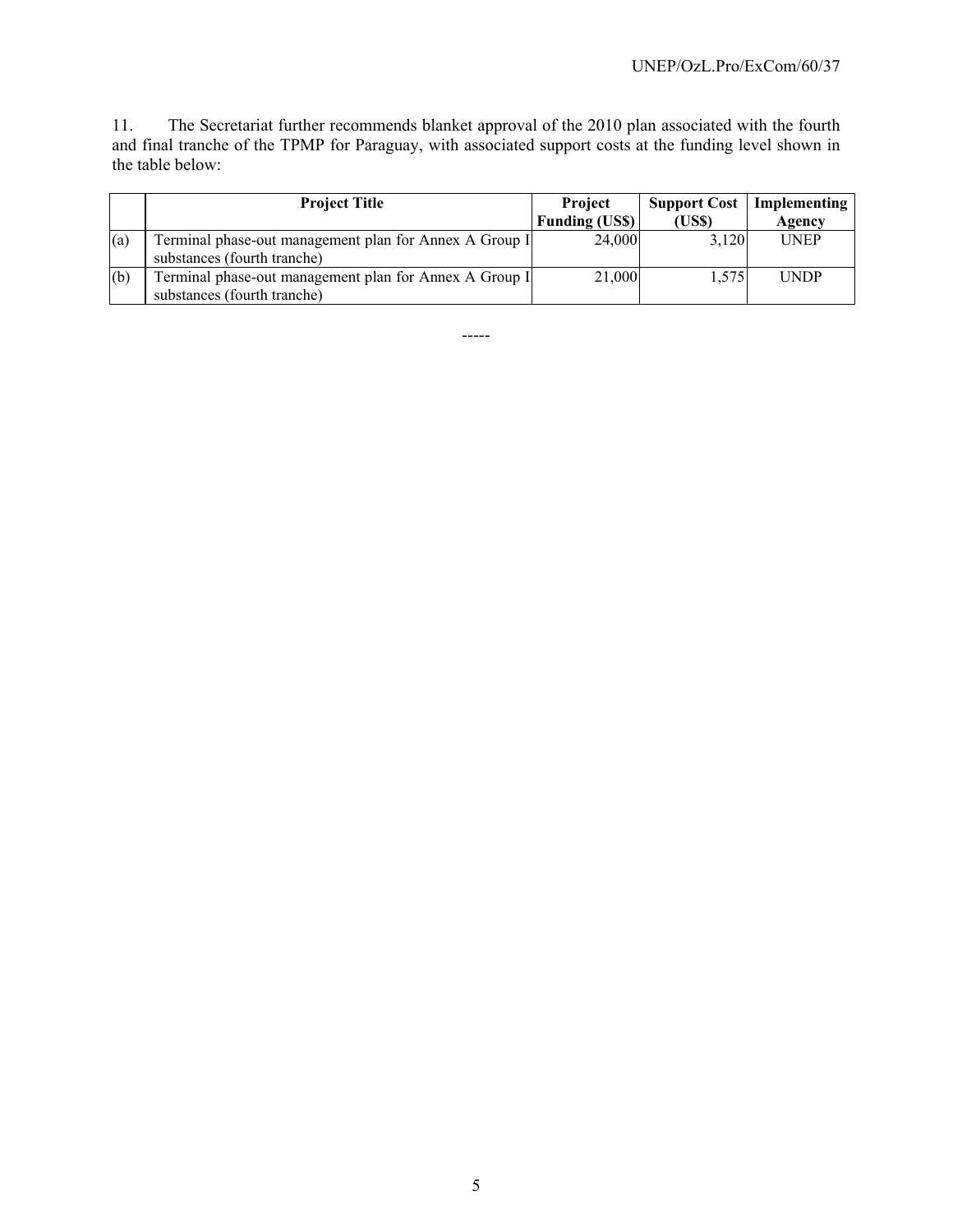11. The Secretariat further recommends blanket approval of the 2010 plan associated with the fourth and final tranche of the TPMP for Paraguay, with associated support costs at the funding level shown in the table below:

| | Project Title | Project Funding (US$) | Support Cost (US$) | Implementing Agency |
|---|---|---|---|---|
| (a) | Terminal phase-out management plan for Annex A Group I substances (fourth tranche) | 24,000 | 3,120 | UNEP |
| (b) | Terminal phase-out management plan for Annex A Group I substances (fourth tranche) | 21,000 | 1,575 | UNDP |

-----